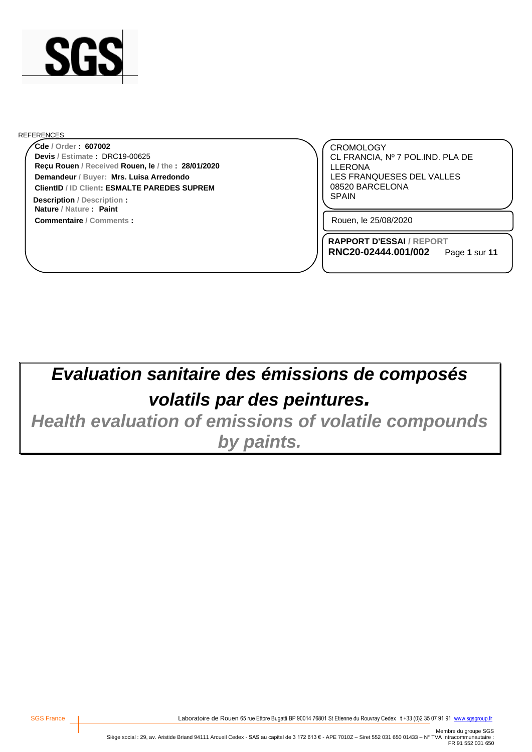SGS

REFERENCES

**Cde** / Order **: 607002**
**Devis** / Estimate **:** DRC19-00625
**Reçu Rouen** / Received **Rouen, le** / the **: 28/01/2020**
**Demandeur** / Buyer: **Mrs. Luisa Arredondo**
**ClientID** / ID Client**: ESMALTE PAREDES SUPREM**
**Description** / Description **:**
**Nature** / Nature **: Paint**
**Commentaire** / Comments **:**

CROMOLOGY
CL FRANCIA, Nº 7 POL.IND. PLA DE LLERONA
LES FRANQUESES DEL VALLES
08520 BARCELONA
SPAIN

Rouen, le 25/08/2020

**RAPPORT D'ESSAI** / REPORT
**RNC20-02444.001/002**

# *Evaluation sanitaire des émissions de composés volatils par des peintures.*

## *Health evaluation of emissions of volatile compounds by paints.*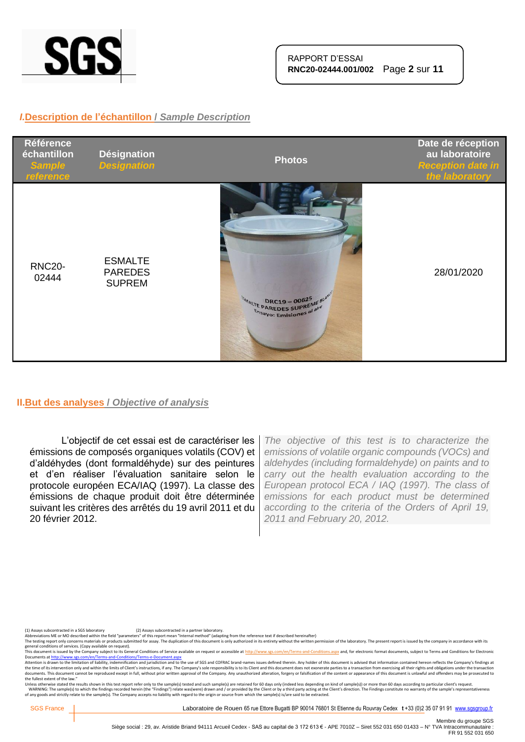RAPPORT D'ESSAI
**RNC20-02444.001/002**

## I. Description de l'échantillon / *Sample Description*

| Référence échantillon *Sample reference* | Désignation *Designation* | Photos | Date de réception au laboratoire *Reception date in the laboratory* |
|---|---|---|---|
| RNC20-02444 | ESMALTE PAREDES SUPREM | DRC19 – 00625 ESMALTE PAREDES SUPREME BLANCO Ensayo: Emisiones al aire | 28/01/2020 |

## II. But des analyses / *Objective of analysis*

L'objectif de cet essai est de caractériser les émissions de composés organiques volatils (COV) et d'aldéhydes (dont formaldéhyde) sur des peintures et d'en réaliser l'évaluation sanitaire selon le protocole européen ECA/IAQ (1997). La classe des émissions de chaque produit doit être déterminée suivant les critères des arrêtés du 19 avril 2011 et du 20 février 2012.

*The objective of this test is to characterize the emissions of volatile organic compounds (VOCs) and aldehydes (including formaldehyde) on paints and to carry out the health evaluation according to the European protocol ECA / IAQ (1997). The class of emissions for each product must be determined according to the criteria of the Orders of April 19, 2011 and February 20, 2012.*

(1) Assays subcontracted in a SGS laboratory (2) Assays subcontracted in a partner laboratory.
Abbreviations ME or MO described within the field "parameters" of this report mean "Internal method" (adapting from the reference text if described hereinafter)
The testing report only concerns materials or products submitted for assay. The duplication of this document is only authorized in its entirety without the written permission of the laboratory. The present report is issued by the company in accordance with its general conditions of services. (Copy available on request).
This document is issued by the Company subject to its General Conditions of Service available on request or accessible at http://www.sgs.com/en/Terms-and-Conditions.aspx and, for electronic format documents, subject to Terms and Conditions for Electronic Documents at http://www.sgs.com/en/Terms-and-Conditions/Terms-e-Document.aspx
Attention is drawn to the limitation of liability, indemnification and jurisdiction and to the use of SGS and COFRAC brand-names issues defined therein. Any holder of this document is advised that information contained hereon reflects the Company's findings at the time of its intervention only and within the limits of Client's instructions, if any. The Company's sole responsibility is to its Client and this document does not exonerate parties to a transaction from exercising all their rights and obligations under the transaction documents. This document cannot be reproduced except in full, without prior written approval of the Company. Any unauthorized alteration, forgery or falsification of the content or appearance of this document is unlawful and offenders may be prosecuted to the fullest extent of the law."
Unless otherwise stated the results shown in this test report refer only to the sample(s) tested and such sample(s) are retained for 60 days only (indeed less depending on kind of sample(s)) or more than 60 days according to particular client's request.
WARNING: The sample(s) to which the findings recorded herein (the "Findings") relate was(were) drawn and / or provided by the Client or by a third party acting at the Client's direction. The Findings constitute no warranty of the sample's representativeness of any goods and strictly relate to the sample(s). The Company accepts no liability with regard to the origin or source from which the sample(s) is/are said to be extracted.

SGS France | Laboratoire de Rouen 65 rue Ettore Bugatti BP 90014 76801 St Etienne du Rouvray Cedex t +33 (0)2 35 07 91 91 www.sgsgroup.fr

Membre du groupe SGS
Siège social : 29, av. Aristide Briand 94111 Arcueil Cedex - SAS au capital de 3 172 613 € - APE 7010Z – Siret 552 031 650 01433 – N° TVA Intracommunautaire : FR 91 552 031 650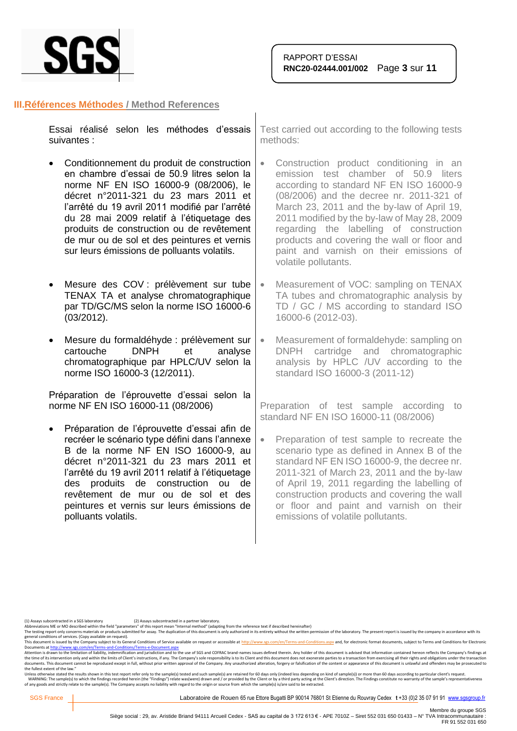## III. Références Méthodes / Method References

Essai réalisé selon les méthodes d'essais suivantes :

- Conditionnement du produit de construction en chambre d'essai de 50.9 litres selon la norme NF EN ISO 16000-9 (08/2006), le décret n°2011-321 du 23 mars 2011 et l'arrêté du 19 avril 2011 modifié par l'arrêté du 28 mai 2009 relatif à l'étiquetage des produits de construction ou de revêtement de mur ou de sol et des peintures et vernis sur leurs émissions de polluants volatils.

- Mesure des COV : prélèvement sur tube TENAX TA et analyse chromatographique par TD/GC/MS selon la norme ISO 16000-6 (03/2012).

- Mesure du formaldéhyde : prélèvement sur cartouche DNPH et analyse chromatographique par HPLC/UV selon la norme ISO 16000-3 (12/2011).

Préparation de l'éprouvette d'essai selon la norme NF EN ISO 16000-11 (08/2006)

- Préparation de l'éprouvette d'essai afin de recréer le scénario type défini dans l'annexe B de la norme NF EN ISO 16000-9, au décret n°2011-321 du 23 mars 2011 et l'arrêté du 19 avril 2011 relatif à l'étiquetage des produits de construction ou de revêtement de mur ou de sol et des peintures et vernis sur leurs émissions de polluants volatils.

Test carried out according to the following tests methods:

- Construction product conditioning in an emission test chamber of 50.9 liters according to standard NF EN ISO 16000-9 (08/2006) and the decree nr. 2011-321 of March 23, 2011 and the by-law of April 19, 2011 modified by the by-law of May 28, 2009 regarding the labelling of construction products and covering the wall or floor and paint and varnish on their emissions of volatile pollutants.

- Measurement of VOC: sampling on TENAX TA tubes and chromatographic analysis by TD / GC / MS according to standard ISO 16000-6 (2012-03).

- Measurement of formaldehyde: sampling on DNPH cartridge and chromatographic analysis by HPLC /UV according to the standard ISO 16000-3 (2011-12)

Preparation of test sample according to standard NF EN ISO 16000-11 (08/2006)

- Preparation of test sample to recreate the scenario type as defined in Annex B of the standard NF EN ISO 16000-9, the decree nr. 2011-321 of March 23, 2011 and the by-law of April 19, 2011 regarding the labelling of construction products and covering the wall or floor and paint and varnish on their emissions of volatile pollutants.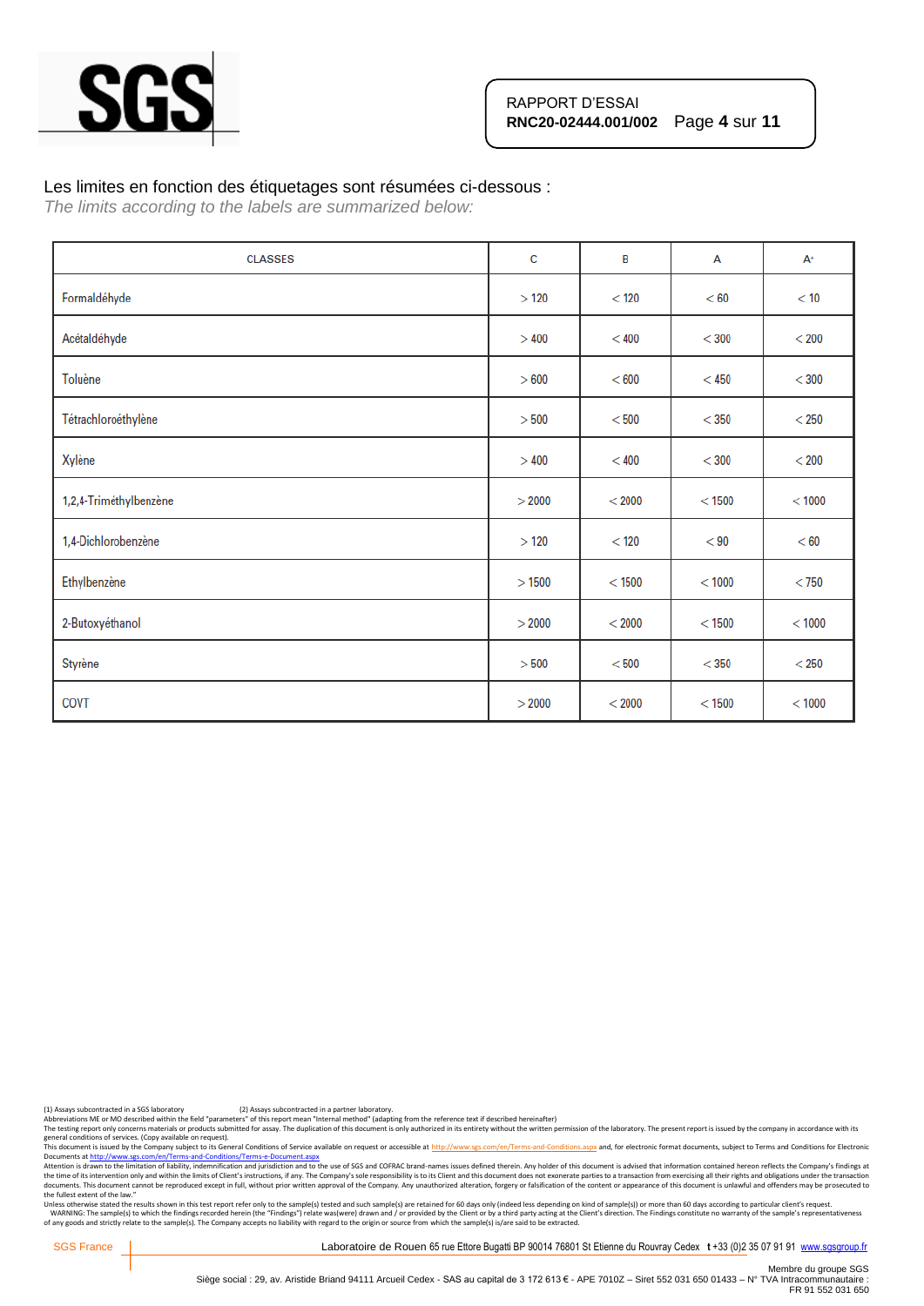Les limites en fonction des étiquetages sont résumées ci-dessous :

*The limits according to the labels are summarized below:*

| CLASSES | C | B | A | A+ |
|---|---|---|---|---|
| Formaldéhyde | > 120 | < 120 | < 60 | < 10 |
| Acétaldéhyde | > 400 | < 400 | < 300 | < 200 |
| Toluène | > 600 | < 600 | < 450 | < 300 |
| Tétrachloroéthylène | > 500 | < 500 | < 350 | < 250 |
| Xylène | > 400 | < 400 | < 300 | < 200 |
| 1,2,4-Triméthylbenzène | > 2000 | < 2000 | < 1500 | < 1000 |
| 1,4-Dichlorobenzène | > 120 | < 120 | < 90 | < 60 |
| Ethylbenzène | > 1500 | < 1500 | < 1000 | < 750 |
| 2-Butoxyéthanol | > 2000 | < 2000 | < 1500 | < 1000 |
| Styrène | > 500 | < 500 | < 350 | < 250 |
| COVT | > 2000 | < 2000 | < 1500 | < 1000 |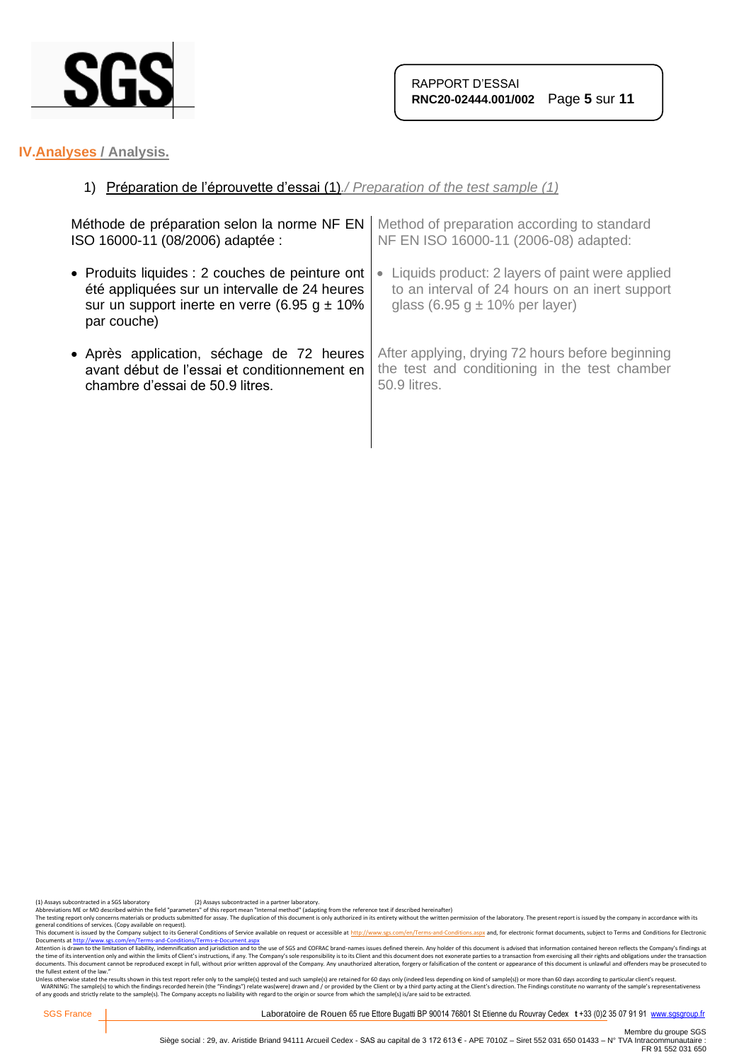## IV. Analyses / Analysis.

1) Préparation de l'éprouvette d'essai (1) / *Preparation of the test sample (1)*

| Méthode de préparation selon la norme NF EN ISO 16000-11 (08/2006) adaptée : | Method of preparation according to standard NF EN ISO 16000-11 (2006-08) adapted: |
|---|---|
| • Produits liquides : 2 couches de peinture ont été appliquées sur un intervalle de 24 heures sur un support inerte en verre (6.95 g ± 10% par couche) | • Liquids product: 2 layers of paint were applied to an interval of 24 hours on an inert support glass (6.95 g ± 10% per layer) |
| • Après application, séchage de 72 heures avant début de l'essai et conditionnement en chambre d'essai de 50.9 litres. | After applying, drying 72 hours before beginning the test and conditioning in the test chamber 50.9 litres. |

(1) Assays subcontracted in a SGS laboratory (2) Assays subcontracted in a partner laboratory.
Abbreviations ME or MO described within the field "parameters" of this report mean "Internal method" (adapting from the reference text if described hereinafter)
The testing report only concerns materials or products submitted for assay. The duplication of this document is only authorized in its entirety without the written permission of the laboratory. The present report is issued by the company in accordance with its general conditions of services. (Copy available on request).
This document is issued by the Company subject to its General Conditions of Service available on request or accessible at http://www.sgs.com/en/Terms-and-Conditions.aspx and, for electronic format documents, subject to Terms and Conditions for Electronic Documents at http://www.sgs.com/en/Terms-and-Conditions/Terms-e-Document.aspx
Attention is drawn to the limitation of liability, indemnification and jurisdiction and to the use of SGS and COFRAC brand-names issues defined therein. Any holder of this document is advised that information contained hereon reflects the Company's findings at the time of its intervention only and within the limits of Client's instructions, if any. The Company's sole responsibility is to its Client and this document does not exonerate parties to a transaction from exercising all their rights and obligations under the transaction documents. This document cannot be reproduced except in full, without prior written approval of the Company. Any unauthorized alteration, forgery or falsification of the content or appearance of this document is unlawful and offenders may be prosecuted to the fullest extent of the law."
Unless otherwise stated the results shown in this test report refer only to the sample(s) tested and such sample(s) are retained for 60 days only (indeed less depending on kind of sample(s)) or more than 60 days according to particular client's request.
WARNING: The sample(s) to which the findings recorded herein (the "Findings") relate was(were) drawn and / or provided by the Client or by a third party acting at the Client's direction. The Findings constitute no warranty of the sample's representativeness of any goods and strictly relate to the sample(s). The Company accepts no liability with regard to the origin or source from which the sample(s) is/are said to be extracted.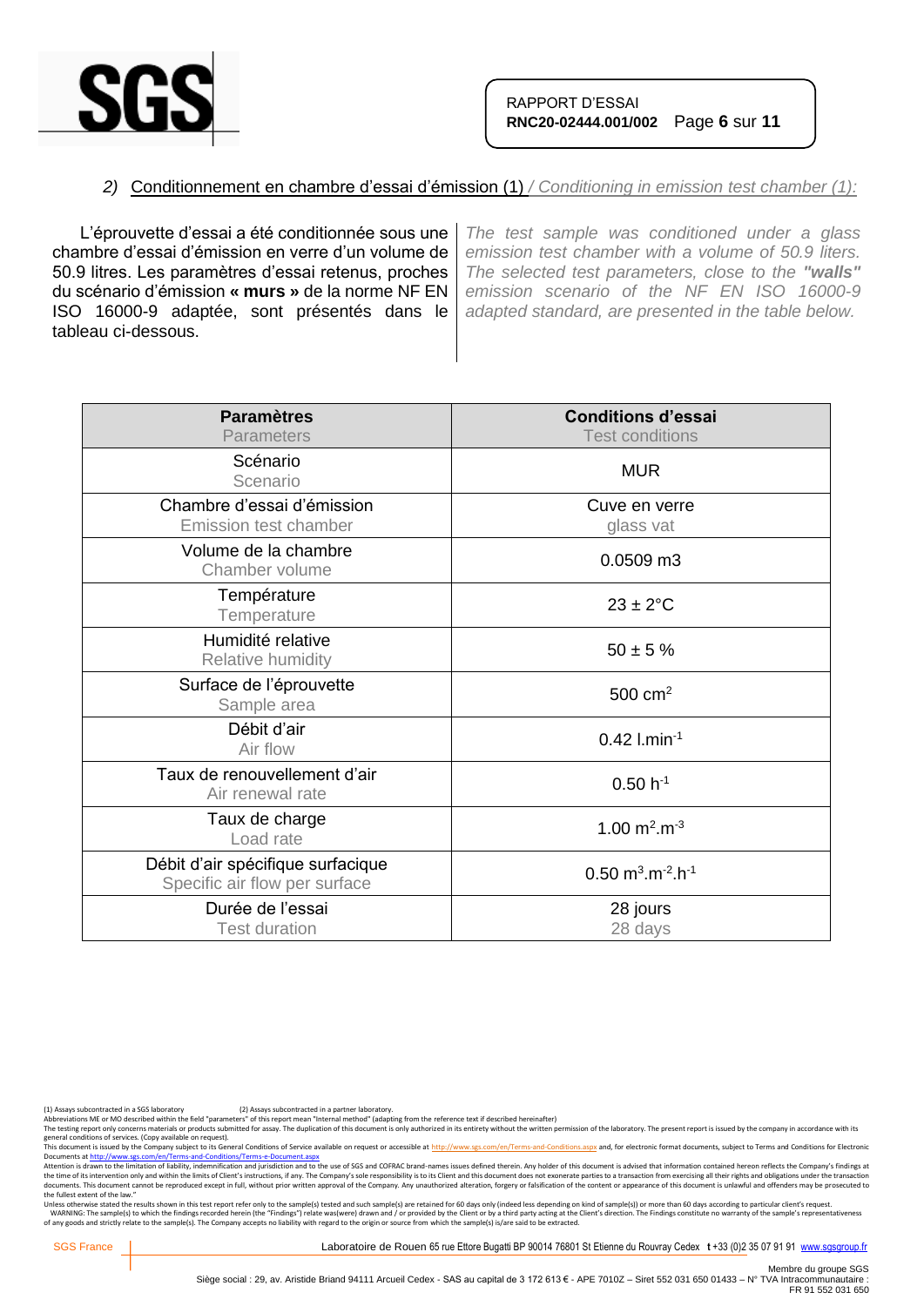2) Conditionnement en chambre d'essai d'émission (1) / *Conditioning in emission test chamber (1):*

L'éprouvette d'essai a été conditionnée sous une chambre d'essai d'émission en verre d'un volume de 50.9 litres. Les paramètres d'essai retenus, proches du scénario d'émission **« murs »** de la norme NF EN ISO 16000-9 adaptée, sont présentés dans le tableau ci-dessous.

*The test sample was conditioned under a glass emission test chamber with a volume of 50.9 liters. The selected test parameters, close to the **"walls"** emission scenario of the NF EN ISO 16000-9 adapted standard, are presented in the table below.*

| **Paramètres** Parameters | **Conditions d'essai** Test conditions |
|---|---|
| Scénario Scenario | MUR |
| Chambre d'essai d'émission Emission test chamber | Cuve en verre glass vat |
| Volume de la chambre Chamber volume | 0.0509 m3 |
| Température Temperature | 23 ± 2°C |
| Humidité relative Relative humidity | 50 ± 5 % |
| Surface de l'éprouvette Sample area | 500 $cm^2$ |
| Débit d'air Air flow | 0.42 $l.min^{-1}$ |
| Taux de renouvellement d'air Air renewal rate | 0.50 $h^{-1}$ |
| Taux de charge Load rate | 1.00 $m^2.m^{-3}$ |
| Débit d'air spécifique surfacique Specific air flow per surface | 0.50 $m^3.m^{-2}.h^{-1}$ |
| Durée de l'essai Test duration | 28 jours 28 days |

(1) Assays subcontracted in a SGS laboratory (2) Assays subcontracted in a partner laboratory.
Abbreviations ME or MO described within the field "parameters" of this report mean "Internal method" (adapting from the reference text if described hereinafter)
The testing report only concerns materials or products submitted for assay. The duplication of this document is only authorized in its entirety without the written permission of the laboratory. The present report is issued by the company in accordance with its general conditions of services. (Copy available on request).
This document is issued by the Company subject to its General Conditions of Service available on request or accessible at http://www.sgs.com/en/Terms-and-Conditions.aspx and, for electronic format documents, subject to Terms and Conditions for Electronic Documents at http://www.sgs.com/en/Terms-and-Conditions/Terms-e-Document.aspx
Attention is drawn to the limitation of liability, indemnification and jurisdiction and to the use of SGS and COFRAC brand-names issues defined therein. Any holder of this document is advised that information contained hereon reflects the Company's findings at the time of its intervention only and within the limits of Client's instructions, if any. The Company's sole responsibility is to its Client and this document does not exonerate parties to a transaction from exercising all their rights and obligations under the transaction documents. This document cannot be reproduced except in full, without written approval of the Company. Any unauthorized alteration, forgery or falsification of the content or appearance of this document is unlawful and offenders may be prosecuted to the fullest extent of the law."
Unless otherwise stated the results shown in this test report refer only to the sample(s) tested and such sample(s) are retained for 60 days only (indeed less depending on kind of sample(s)) or more than 60 days according to particular client's request.
WARNING: The sample(s) to which the findings recorded herein (the "Findings") relate was(were) drawn and / or provided by the Client or by a third party acting at the Client's direction. The Findings constitute no warranty of the sample's representativeness of any goods and strictly relate to the sample(s). The Company accepts no liability with regard to the origin or source from which the sample(s) is/are said to be extracted.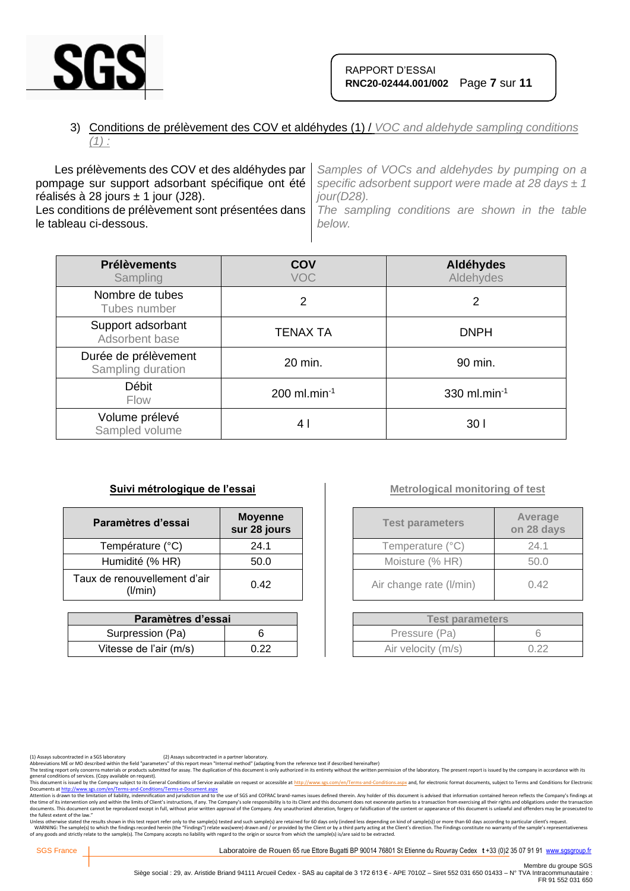### 3) Conditions de prélèvement des COV et aldéhydes (1) / *VOC and aldehyde sampling conditions (1) :*

Les prélèvements des COV et des aldéhydes par pompage sur support adsorbant spécifique ont été réalisés à 28 jours ± 1 jour (J28).
Les conditions de prélèvement sont présentées dans le tableau ci-dessous.

*Samples of VOCs and aldehydes by pumping on a specific adsorbent support were made at 28 days ± 1 jour(D28).*
*The sampling conditions are shown in the table below.*

| **Prélèvements** Sampling | **COV** VOC | **Aldéhydes** Aldehydes |
|---|---|---|
| Nombre de tubes Tubes number | 2 | 2 |
| Support adsorbant Adsorbent base | TENAX TA | DNPH |
| Durée de prélèvement Sampling duration | 20 min. | 90 min. |
| Débit Flow | 200 ml.min$^{-1}$ | 330 ml.min$^{-1}$ |
| Volume prélevé Sampled volume | 4 l | 30 l |

**Suivi métrologique de l'essai**

| Paramètres d'essai | Moyenne sur 28 jours |
|---|---|
| Température (°C) | 24.1 |
| Humidité (% HR) | 50.0 |
| Taux de renouvellement d'air (l/min) | 0.42 |

| Paramètres d'essai | |
|---|---|
| Surpression (Pa) | 6 |
| Vitesse de l'air (m/s) | 0.22 |

**Metrological monitoring of test**

| Test parameters | Average on 28 days |
|---|---|
| Temperature (°C) | 24.1 |
| Moisture (% HR) | 50.0 |
| Air change rate (l/min) | 0.42 |

| Test parameters | |
|---|---|
| Pressure (Pa) | 6 |
| Air velocity (m/s) | 0.22 |

(1) Assays subcontracted in a SGS laboratory (2) Assays subcontracted in a partner laboratory.
Abbreviations ME or MO described within the field "parameters" of this report mean "Internal method" (adapting from the reference text if described hereinafter)
The testing report only concerns materials or products submitted for assay. The duplication of this document is only authorized in its entirety without the written permission of the laboratory. The present report is issued by the company in accordance with its general conditions of services. (Copy available on request).
This document is issued by the Company subject to its General Conditions of Service available on request or accessible at http://www.sgs.com/en/Terms-and-Conditions.aspx and, for electronic format documents, subject to Terms and Conditions for Electronic Documents at http://www.sgs.com/en/Terms-and-Conditions/Terms-e-Document.aspx
Attention is drawn to the limitation of liability, indemnification and jurisdiction and to the use of SGS and COFRAC brand-names issues defined therein. Any holder of this document is advised that information contained hereon reflects the Company's findings at the time of its intervention only and within the limits of Client's instructions, if any. The Company's sole responsibility is to its Client and this document does not exonerate parties to a transaction from exercising all their rights and obligations under the transaction documents. This document cannot be reproduced except in full, without prior written approval of the Company. Any unauthorized alteration, forgery or falsification of the content or appearance of this document is unlawful and offenders may be prosecuted to the fullest extent of the law."
Unless otherwise stated the results shown in this test report refer only to the sample(s) tested and such sample(s) are retained for 60 days only (indeed less depending on kind of sample(s)) or more than 60 days according to particular client's request.
WARNING: The sample(s) to which the findings recorded herein (the "Findings") relate was(were) drawn and / or provided by the Client or by a third party acting at the Client's direction. The Findings constitute no warranty of the sample's representativeness of any goods and strictly relate to the sample(s). The Company accepts no liability with regard to the origin or source from which the sample(s) is/are said to be extracted.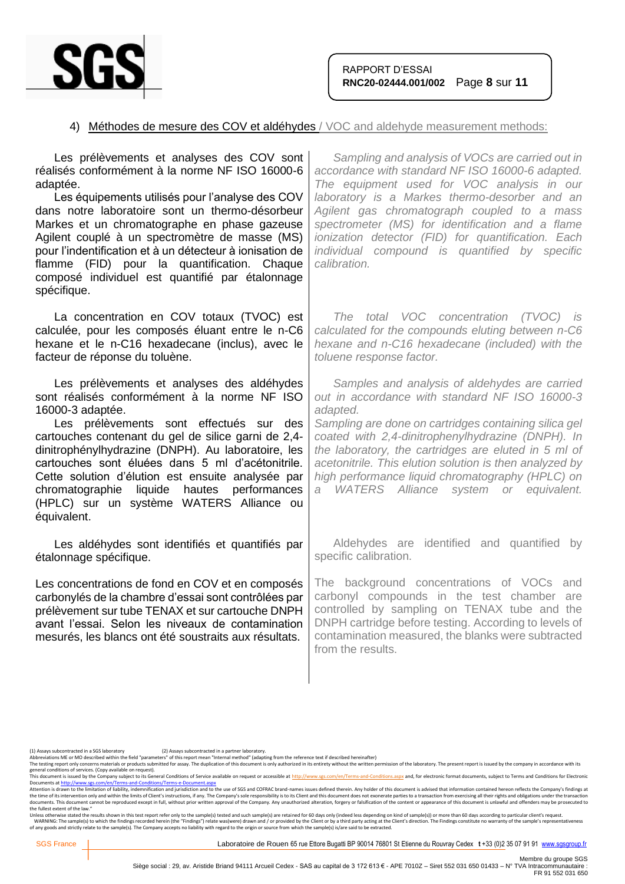## 4) Méthodes de mesure des COV et aldéhydes / VOC and aldehyde measurement methods:

Les prélèvements et analyses des COV sont réalisés conformément à la norme NF ISO 16000-6 adaptée.

Les équipements utilisés pour l'analyse des COV dans notre laboratoire sont un thermo-désorbeur Markes et un chromatographe en phase gazeuse Agilent couplé à un spectromètre de masse (MS) pour l'indentification et à un détecteur à ionisation de flamme (FID) pour la quantification. Chaque composé individuel est quantifié par étalonnage spécifique.

*Sampling and analysis of VOCs are carried out in accordance with standard NF ISO 16000-6 adapted. The equipment used for VOC analysis in our laboratory is a Markes thermo-desorber and an Agilent gas chromatograph coupled to a mass spectrometer (MS) for identification and a flame ionization detector (FID) for quantification. Each individual compound is quantified by specific calibration.*

La concentration en COV totaux (TVOC) est calculée, pour les composés éluant entre le n-C6 hexane et le n-C16 hexadecane (inclus), avec le facteur de réponse du toluène.

*The total VOC concentration (TVOC) is calculated for the compounds eluting between n-C6 hexane and n-C16 hexadecane (included) with the toluene response factor.*

Les prélèvements et analyses des aldéhydes sont réalisés conformément à la norme NF ISO 16000-3 adaptée.

Les prélèvements sont effectués sur des cartouches contenant du gel de silice garni de 2,4-dinitrophénylhydrazine (DNPH). Au laboratoire, les cartouches sont éluées dans 5 ml d'acétonitrile. Cette solution d'élution est ensuite analysée par chromatographie liquide hautes performances (HPLC) sur un système WATERS Alliance ou équivalent.

*Samples and analysis of aldehydes are carried out in accordance with standard NF ISO 16000-3 adapted.*
*Sampling are done on cartridges containing silica gel coated with 2,4-dinitrophenylhydrazine (DNPH). In the laboratory, the cartridges are eluted in 5 ml of acetonitrile. This elution solution is then analyzed by high performance liquid chromatography (HPLC) on a WATERS Alliance system or equivalent.*

Les aldéhydes sont identifiés et quantifiés par étalonnage spécifique.

Aldehydes are identified and quantified by specific calibration.

Les concentrations de fond en COV et en composés carbonylés de la chambre d'essai sont contrôlées par prélèvement sur tube TENAX et sur cartouche DNPH avant l'essai. Selon les niveaux de contamination mesurés, les blancs ont été soustraits aux résultats.

The background concentrations of VOCs and carbonyl compounds in the test chamber are controlled by sampling on TENAX tube and the DNPH cartridge before testing. According to levels of contamination measured, the blanks were subtracted from the results.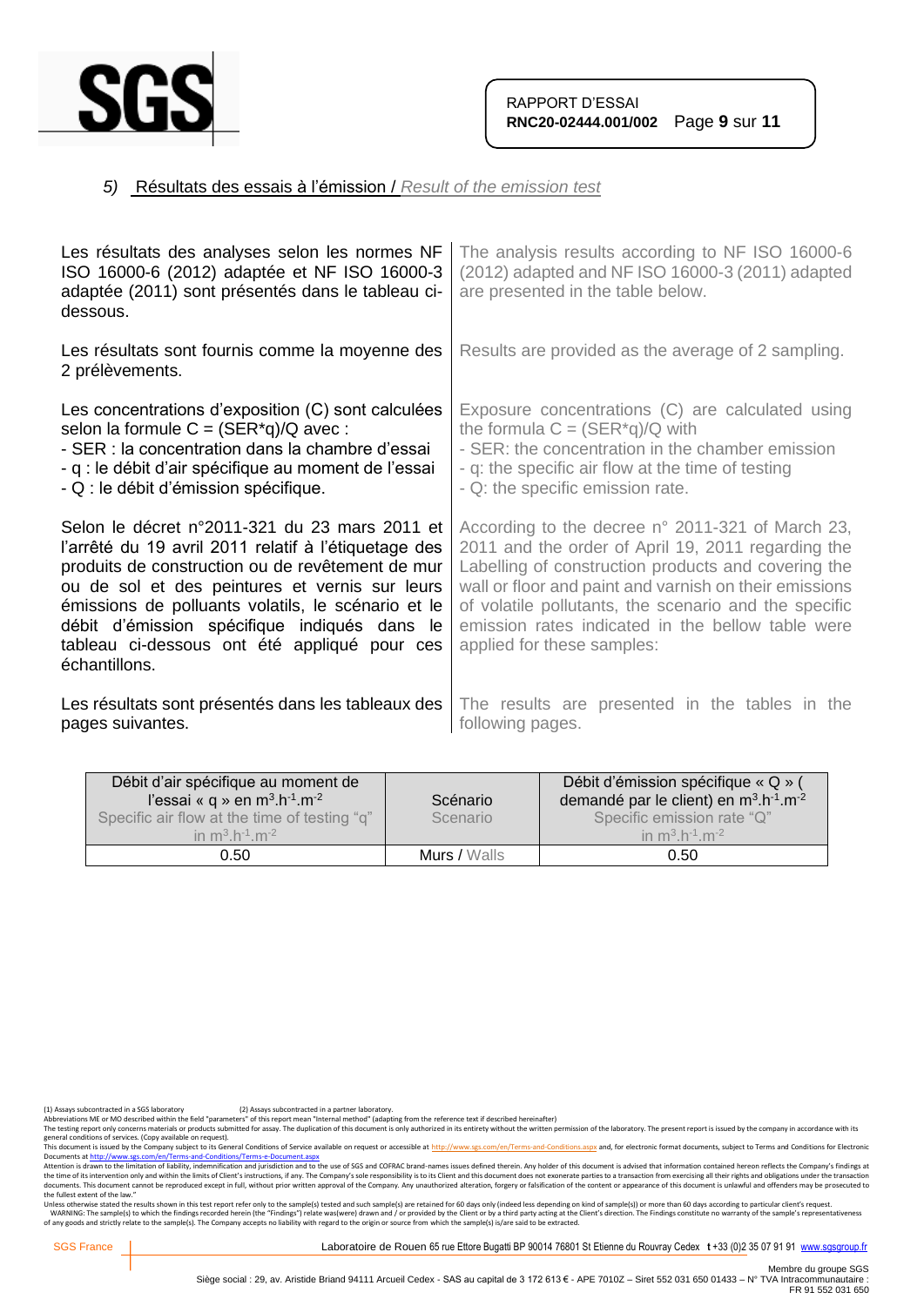## 5) Résultats des essais à l'émission / *Result of the emission test*

Les résultats des analyses selon les normes NF ISO 16000-6 (2012) adaptée et NF ISO 16000-3 adaptée (2011) sont présentés dans le tableau ci-dessous.

The analysis results according to NF ISO 16000-6 (2012) adapted and NF ISO 16000-3 (2011) adapted are presented in the table below.

Les résultats sont fournis comme la moyenne des 2 prélèvements.

Results are provided as the average of 2 sampling.

Les concentrations d'exposition (C) sont calculées selon la formule C = (SER*q)/Q avec :

- SER : la concentration dans la chambre d'essai
- q : le débit d'air spécifique au moment de l'essai
- Q : le débit d'émission spécifique.

Exposure concentrations (C) are calculated using the formula C = (SER*q)/Q with

- SER: the concentration in the chamber emission
- q: the specific air flow at the time of testing
- Q: the specific emission rate.

Selon le décret n°2011-321 du 23 mars 2011 et l'arrêté du 19 avril 2011 relatif à l'étiquetage des produits de construction ou de revêtement de mur ou de sol et des peintures et vernis sur leurs émissions de polluants volatils, le scénario et le débit d'émission spécifique indiqués dans le tableau ci-dessous ont été appliqué pour ces échantillons.

According to the decree n° 2011-321 of March 23, 2011 and the order of April 19, 2011 regarding the Labelling of construction products and covering the wall or floor and paint and varnish on their emissions of volatile pollutants, the scenario and the specific emission rates indicated in the bellow table were applied for these samples:

Les résultats sont présentés dans les tableaux des pages suivantes.

The results are presented in the tables in the following pages.

| Débit d'air spécifique au moment de l'essai « q » en $m^3.h^{-1}.m^{-2}$ / Specific air flow at the time of testing "q" in $m^3.h^{-1}.m^{-2}$ | Scénario / Scenario | Débit d'émission spécifique « Q » ( demandé par le client) en $m^3.h^{-1}.m^{-2}$ / Specific emission rate "Q" in $m^3.h^{-1}.m^{-2}$ |
|---|---|---|
| 0.50 | Murs / Walls | 0.50 |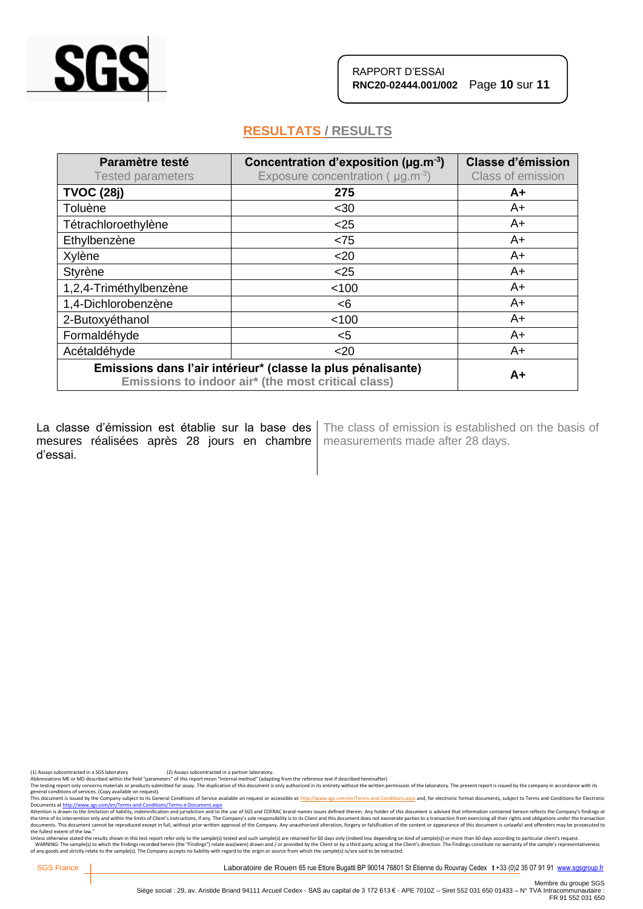## RESULTATS / RESULTS

| Paramètre testé<br>Tested parameters | Concentration d'exposition (µg.m$^{-3}$)<br>Exposure concentration ( µg.m$^{-3}$) | Classe d'émission<br>Class of emission |
|---|---|---|
| **TVOC (28j)** | **275** | **A+** |
| Toluène | <30 | A+ |
| Tétrachloroethylène | <25 | A+ |
| Ethylbenzène | <75 | A+ |
| Xylène | <20 | A+ |
| Styrène | <25 | A+ |
| 1,2,4-Triméthylbenzène | <100 | A+ |
| 1,4-Dichlorobenzène | <6 | A+ |
| 2-Butoxyéthanol | <100 | A+ |
| Formaldéhyde | <5 | A+ |
| Acétaldéhyde | <20 | A+ |
| **Emissions dans l'air intérieur* (classe la plus pénalisante)**<br>**Emissions to indoor air* (the most critical class)** | | **A+** |

La classe d'émission est établie sur la base des mesures réalisées après 28 jours en chambre d'essai.

The class of emission is established on the basis of measurements made after 28 days.

(1) Assays subcontracted in a SGS laboratory (2) Assays subcontracted in a partner laboratory.
Abbreviations ME or MO described within the field "parameters" of this report mean "Internal method" (adapting from the reference text if described hereinafter)
The testing report only concerns materials or products submitted for assay. The duplication of this document is only authorized in its entirety without the written permission of the laboratory. The present report is issued by the company in accordance with its general conditions of services. (Copy available on request).
This document is issued by the Company subject to its General Conditions of Service available on request or accessible at http://www.sgs.com/en/Terms-and-Conditions.aspx and, for electronic format documents, subject to Terms and Conditions for Electronic Documents at http://www.sgs.com/en/Terms-and-Conditions/Terms-e-Document.aspx
Attention is drawn to the limitation of liability, indemnification and jurisdiction and to the use of SGS and COFRAC brand-names issues defined therein. Any holder of this document is advised that information contained hereon reflects the Company's findings at the time of its intervention only and within the limits of Client's instructions, if any. The Company's sole responsibility is to its Client and this document does not exonerate parties to a transaction from exercising all their rights and obligations under the transaction documents. This document cannot be reproduced except in full, without prior written approval of the Company. Any unauthorized alteration, forgery or falsification of the content or appearance of this document is unlawful and offenders may be prosecuted to the fullest extent of the law."
Unless otherwise stated the results shown in this test report refer only to the sample(s) tested and such sample(s) are retained for 60 days only (indeed less depending on kind of sample(s)) or more than 60 days according to particular client's request.
WARNING: The sample(s) to which the findings recorded herein (the "Findings") relate was(were) drawn and / or provided by the Client or by a third party acting at the Client's direction. The Findings constitute no warranty of the sample's representativeness of any goods and strictly relate to the sample(s). The Company accepts no liability with regard to the origin or source from which the sample(s) is/are said to be extracted.

SGS France | Laboratoire de Rouen 65 rue Ettore Bugatti BP 90014 76801 St Etienne du Rouvray Cedex t +33 (0)2 35 07 91 91 www.sgsgroup.fr

Membre du groupe SGS
Siège social : 29, av. Aristide Briand 94111 Arcueil Cedex - SAS au capital de 3 172 613 € - APE 7010Z – Siret 552 031 650 01433 – N° TVA Intracommunautaire : FR 91 552 031 650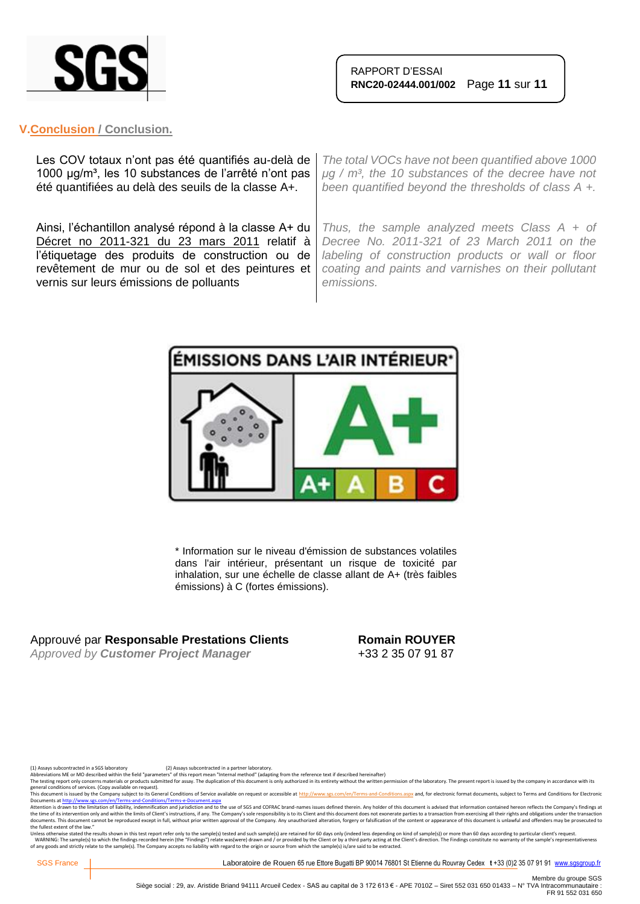## V. Conclusion / Conclusion.

Les COV totaux n'ont pas été quantifiés au-delà de 1000 µg/m³, les 10 substances de l'arrêté n'ont pas été quantifiées au delà des seuils de la classe A+.

*The total VOCs have not been quantified above 1000 µg / m³, the 10 substances of the decree have not been quantified beyond the thresholds of class A +.*

Ainsi, l'échantillon analysé répond à la classe A+ du Décret no 2011-321 du 23 mars 2011 relatif à l'étiquetage des produits de construction ou de revêtement de mur ou de sol et des peintures et vernis sur leurs émissions de polluants

*Thus, the sample analyzed meets Class A + of Decree No. 2011-321 of 23 March 2011 on the labeling of construction products or wall or floor coating and paints and varnishes on their pollutant emissions.*

ÉMISSIONS DANS L'AIR INTÉRIEUR*

A+

A+ A B C

\* Information sur le niveau d'émission de substances volatiles dans l'air intérieur, présentant un risque de toxicité par inhalation, sur une échelle de classe allant de A+ (très faibles émissions) à C (fortes émissions).

Approuvé par **Responsable Prestations Clients**
*Approved by* ***Customer Project Manager***

**Romain ROUYER**
+33 2 35 07 91 87

(1) Assays subcontracted in a SGS laboratory (2) Assays subcontracted in a partner laboratory.
Abbreviations ME or MO described within the field "parameters" of this report mean "Internal method" (adapting from the reference text if described hereinafter)
The testing report only concerns materials or products submitted for assay. The duplication of this document is only authorized in its entirety without the written permission of the laboratory. The present report is issued by the company in accordance with its general conditions of services. (Copy available on request).
This document is issued by the Company subject to its General Conditions of Service available on request or accessible at http://www.sgs.com/en/Terms-and-Conditions.aspx and, for electronic format documents, subject to Terms and Conditions for Electronic Documents at http://www.sgs.com/en/Terms-and-Conditions/Terms-e-Document.aspx
Attention is drawn to the limitation of liability, indemnification and jurisdiction and to the use of SGS and COFRAC brand-names issues defined therein. Any holder of this document is advised that information contained hereon reflects the Company's findings at the time of its intervention only and within the limits of Client's instructions, if any. The Company's sole responsibility is to its Client and this document does not exonerate parties to a transaction from exercising all their rights and obligations under the transaction documents. This document cannot be reproduced except in full, without prior written approval of the Company. Any unauthorized alteration, forgery or falsification of the content or appearance of this document is unlawful and offenders may be prosecuted to the fullest extent of the law."
Unless otherwise stated the results shown in this test report refer only to the sample(s) tested and such sample(s) are retained for 60 days only (indeed less depending on kind of sample(s)) or more than 60 days according to particular client's request.
WARNING: The sample(s) to which the findings recorded herein (the "Findings") relate was(were) drawn and / or provided by the Client or by a third party acting at the Client's direction. The Findings constitute no warranty of the sample's representativeness of any goods and strictly relate to the sample(s). The Company accepts no liability with regard to the origin or source from which the sample(s) is/are said to be extracted.

SGS France | Laboratoire de Rouen 65 rue Ettore Bugatti BP 90014 76801 St Etienne du Rouvray Cedex t +33 (0)2 35 07 91 91 www.sgsgroup.fr

Membre du groupe SGS
Siège social : 29, av. Aristide Briand 94111 Arcueil Cedex - SAS au capital de 3 172 613 € - APE 7010Z – Siret 552 031 650 01433 – N° TVA Intracommunautaire : FR 91 552 031 650